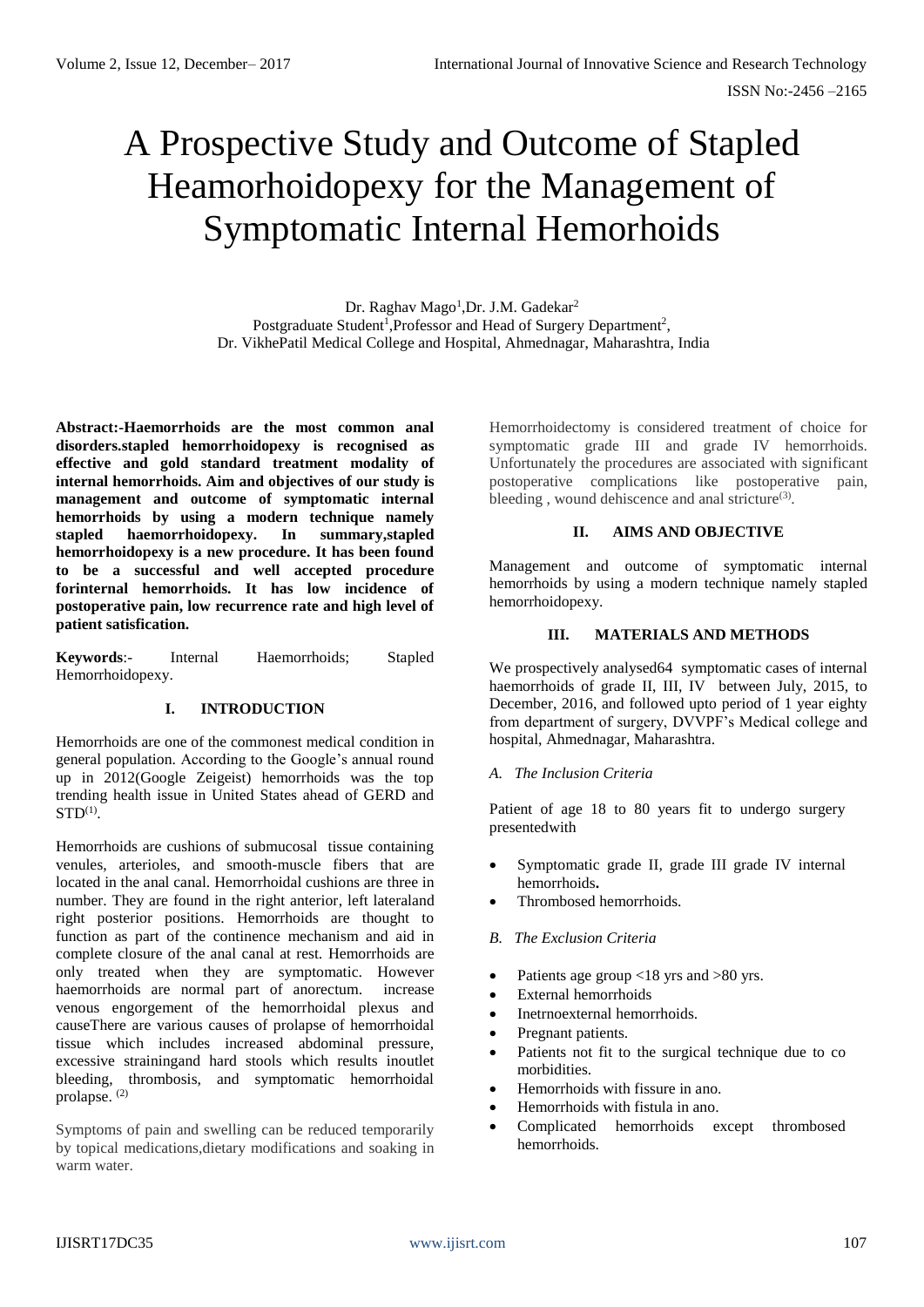# A Prospective Study and Outcome of Stapled Heamorhoidopexy for the Management of Symptomatic Internal Hemorhoids

Dr. Raghav Mago[1],Dr. J.M. Gadekar[2]
Postgraduate Student[1],Professor and Head of Surgery Department[2],
Dr. VikhePatil Medical College and Hospital, Ahmednagar, Maharashtra, India

**Abstract:-Haemorrhoids are the most common anal disorders.stapled hemorrhoidopexy is recognised as effective and gold standard treatment modality of internal hemorrhoids. Aim and objectives of our study is management and outcome of symptomatic internal hemorrhoids by using a modern technique namely stapled haemorrhoidopexy. In summary,stapled hemorrhoidopexy is a new procedure. It has been found to be a successful and well accepted procedure forinternal hemorrhoids. It has low incidence of postoperative pain, low recurrence rate and high level of patient satisfication.**

**Keywords**:- Internal Haemorrhoids; Stapled Hemorrhoidopexy.

## I. INTRODUCTION

Hemorrhoids are one of the commonest medical condition in general population. According to the Google's annual round up in 2012(Google Zeigeist) hemorrhoids was the top trending health issue in United States ahead of GERD and STD[(1)].

Hemorrhoids are cushions of submucosal tissue containing venules, arterioles, and smooth-muscle fibers that are located in the anal canal. Hemorrhoidal cushions are three in number. They are found in the right anterior, left lateraland right posterior positions. Hemorrhoids are thought to function as part of the continence mechanism and aid in complete closure of the anal canal at rest. Hemorrhoids are only treated when they are symptomatic. However haemorrhoids are normal part of anorectum. increase venous engorgement of the hemorrhoidal plexus and causeThere are various causes of prolapse of hemorrhoidal tissue which includes increased abdominal pressure, excessive strainingand hard stools which results inoutlet bleeding, thrombosis, and symptomatic hemorrhoidal prolapse. [(2)]

Symptoms of pain and swelling can be reduced temporarily by topical medications,dietary modifications and soaking in warm water.

Hemorrhoidectomy is considered treatment of choice for symptomatic grade III and grade IV hemorrhoids. Unfortunately the procedures are associated with significant postoperative complications like postoperative pain, bleeding , wound dehiscence and anal stricture[(3)].

## II. AIMS AND OBJECTIVE

Management and outcome of symptomatic internal hemorrhoids by using a modern technique namely stapled hemorrhoidopexy.

## III. MATERIALS AND METHODS

We prospectively analysed64 symptomatic cases of internal haemorrhoids of grade II, III, IV between July, 2015, to December, 2016, and followed upto period of 1 year eighty from department of surgery, DVVPF's Medical college and hospital, Ahmednagar, Maharashtra.

### *A. The Inclusion Criteria*

Patient of age 18 to 80 years fit to undergo surgery presentedwith

- Symptomatic grade II, grade III grade IV internal hemorrhoids**.**
- Thrombosed hemorrhoids.

### *B. The Exclusion Criteria*

- Patients age group <18 yrs and >80 yrs.
- External hemorrhoids
- Inetrnoexternal hemorrhoids.
- Pregnant patients.
- Patients not fit to the surgical technique due to co morbidities.
- Hemorrhoids with fissure in ano.
- Hemorrhoids with fistula in ano.
- Complicated hemorrhoids except thrombosed hemorrhoids.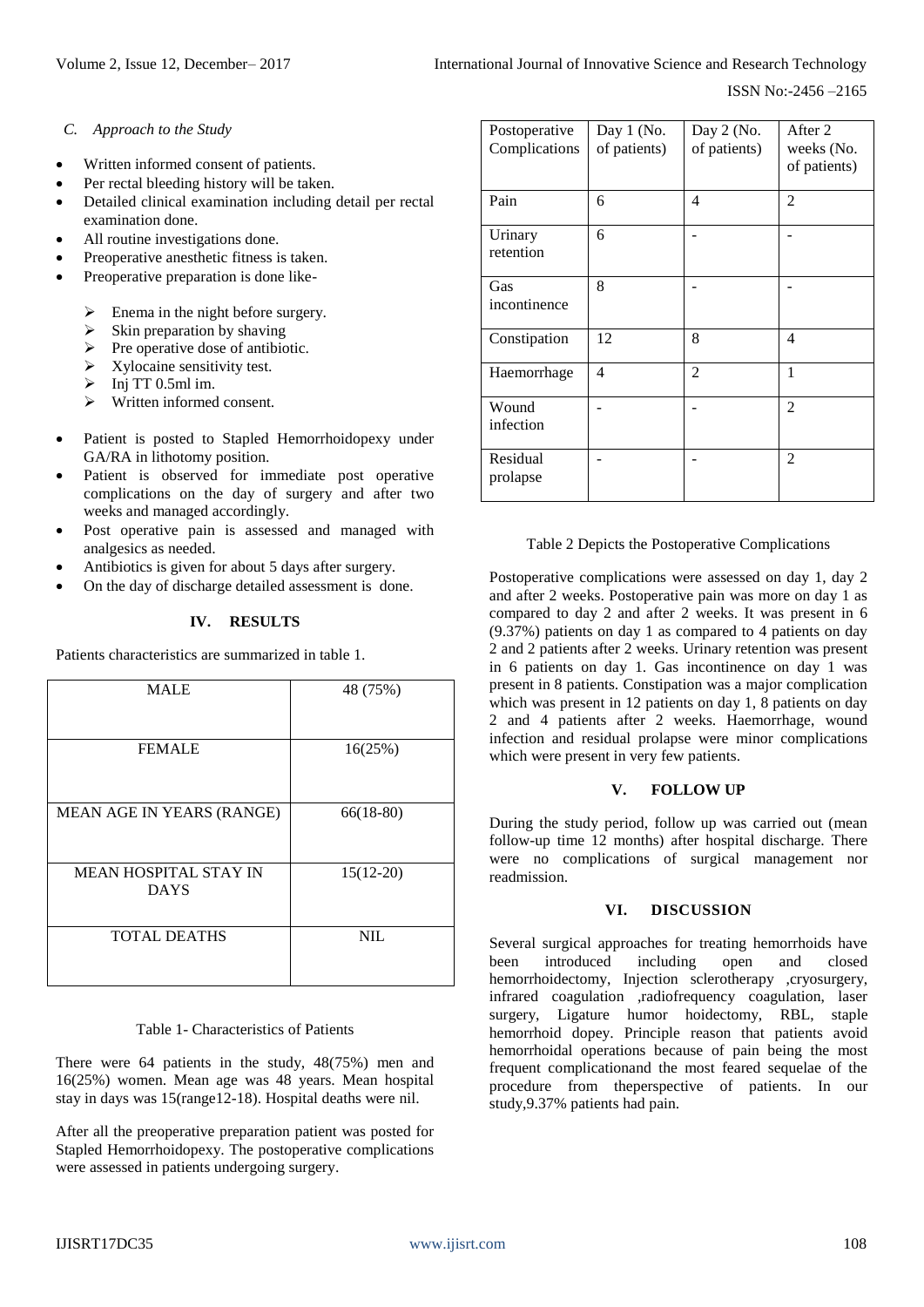### C. *Approach to the Study*

- Written informed consent of patients.
- Per rectal bleeding history will be taken.
- Detailed clinical examination including detail per rectal examination done.
- All routine investigations done.
- Preoperative anesthetic fitness is taken.
- Preoperative preparation is done like-
  - Enema in the night before surgery.
  - Skin preparation by shaving
  - Pre operative dose of antibiotic.
  - Xylocaine sensitivity test.
  - Inj TT 0.5ml im.
  - Written informed consent.
- Patient is posted to Stapled Hemorrhoidopexy under GA/RA in lithotomy position.
- Patient is observed for immediate post operative complications on the day of surgery and after two weeks and managed accordingly.
- Post operative pain is assessed and managed with analgesics as needed.
- Antibiotics is given for about 5 days after surgery.
- On the day of discharge detailed assessment is done.

## IV. RESULTS

Patients characteristics are summarized in table 1.

| MALE | 48 (75%) |
|---|---|
| FEMALE | 16(25%) |
| MEAN AGE IN YEARS (RANGE) | 66(18-80) |
| MEAN HOSPITAL STAY IN DAYS | 15(12-20) |
| TOTAL DEATHS | NIL |

Table 1- Characteristics of Patients

There were 64 patients in the study, 48(75%) men and 16(25%) women. Mean age was 48 years. Mean hospital stay in days was 15(range12-18). Hospital deaths were nil.

After all the preoperative preparation patient was posted for Stapled Hemorrhoidopexy. The postoperative complications were assessed in patients undergoing surgery.

| Postoperative Complications | Day 1 (No. of patients) | Day 2 (No. of patients) | After 2 weeks (No. of patients) |
|---|---|---|---|
| Pain | 6 | 4 | 2 |
| Urinary retention | 6 | - | - |
| Gas incontinence | 8 | - | - |
| Constipation | 12 | 8 | 4 |
| Haemorrhage | 4 | 2 | 1 |
| Wound infection | - | - | 2 |
| Residual prolapse | - | - | 2 |

Table 2 Depicts the Postoperative Complications

Postoperative complications were assessed on day 1, day 2 and after 2 weeks. Postoperative pain was more on day 1 as compared to day 2 and after 2 weeks. It was present in 6 (9.37%) patients on day 1 as compared to 4 patients on day 2 and 2 patients after 2 weeks. Urinary retention was present in 6 patients on day 1. Gas incontinence on day 1 was present in 8 patients. Constipation was a major complication which was present in 12 patients on day 1, 8 patients on day 2 and 4 patients after 2 weeks. Haemorrhage, wound infection and residual prolapse were minor complications which were present in very few patients.

## V. FOLLOW UP

During the study period, follow up was carried out (mean follow-up time 12 months) after hospital discharge. There were no complications of surgical management nor readmission.

## VI. DISCUSSION

Several surgical approaches for treating hemorrhoids have been introduced including open and closed hemorrhoidectomy, Injection sclerotherapy ,cryosurgery, infrared coagulation ,radiofrequency coagulation, laser surgery, Ligature humor hoidectomy, RBL, staple hemorrhoid dopey. Principle reason that patients avoid hemorrhoidal operations because of pain being the most frequent complicationand the most feared sequelae of the procedure from theperspective of patients. In our study,9.37% patients had pain.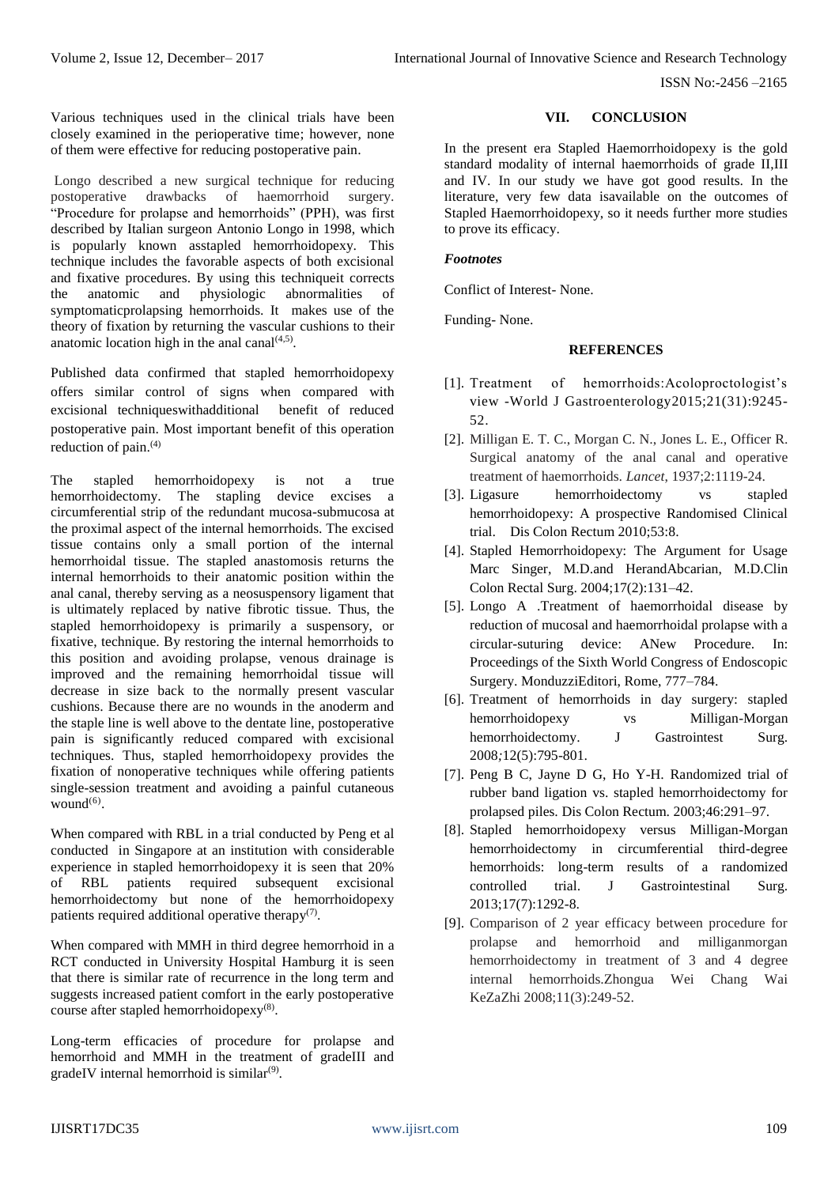Various techniques used in the clinical trials have been closely examined in the perioperative time; however, none of them were effective for reducing postoperative pain.

Longo described a new surgical technique for reducing postoperative drawbacks of haemorrhoid surgery. "Procedure for prolapse and hemorrhoids" (PPH), was first described by Italian surgeon Antonio Longo in 1998, which is popularly known asstapled hemorrhoidopexy. This technique includes the favorable aspects of both excisional and fixative procedures. By using this techniqueit corrects the anatomic and physiologic abnormalities of symptomaticprolapsing hemorrhoids. It makes use of the theory of fixation by returning the vascular cushions to their anatomic location high in the anal canal[4,5].

Published data confirmed that stapled hemorrhoidopexy offers similar control of signs when compared with excisional techniqueswithadditional benefit of reduced postoperative pain. Most important benefit of this operation reduction of pain.[4]

The stapled hemorrhoidopexy is not a true hemorrhoidectomy. The stapling device excises a circumferential strip of the redundant mucosa-submucosa at the proximal aspect of the internal hemorrhoids. The excised tissue contains only a small portion of the internal hemorrhoidal tissue. The stapled anastomosis returns the internal hemorrhoids to their anatomic position within the anal canal, thereby serving as a neosuspensory ligament that is ultimately replaced by native fibrotic tissue. Thus, the stapled hemorrhoidopexy is primarily a suspensory, or fixative, technique. By restoring the internal hemorrhoids to this position and avoiding prolapse, venous drainage is improved and the remaining hemorrhoidal tissue will decrease in size back to the normally present vascular cushions. Because there are no wounds in the anoderm and the staple line is well above to the dentate line, postoperative pain is significantly reduced compared with excisional techniques. Thus, stapled hemorrhoidopexy provides the fixation of nonoperative techniques while offering patients single-session treatment and avoiding a painful cutaneous wound[6].

When compared with RBL in a trial conducted by Peng et al conducted in Singapore at an institution with considerable experience in stapled hemorrhoidopexy it is seen that 20% of RBL patients required subsequent excisional hemorrhoidectomy but none of the hemorrhoidopexy patients required additional operative therapy[7].

When compared with MMH in third degree hemorrhoid in a RCT conducted in University Hospital Hamburg it is seen that there is similar rate of recurrence in the long term and suggests increased patient comfort in the early postoperative course after stapled hemorrhoidopexy[8].

Long-term efficacies of procedure for prolapse and hemorrhoid and MMH in the treatment of gradeIII and gradeIV internal hemorrhoid is similar[9].

## VII. CONCLUSION

In the present era Stapled Haemorrhoidopexy is the gold standard modality of internal haemorrhoids of grade II,III and IV. In our study we have got good results. In the literature, very few data isavailable on the outcomes of Stapled Haemorrhoidopexy, so it needs further more studies to prove its efficacy.

***Footnotes***

Conflict of Interest- None.

Funding- None.

## REFERENCES

[1]. Treatment of hemorrhoids:Acoloproctologist's view -World J Gastroenterology2015;21(31):9245-52.

[2]. Milligan E. T. C., Morgan C. N., Jones L. E., Officer R. Surgical anatomy of the anal canal and operative treatment of haemorrhoids. *Lancet*, 1937;2:1119-24.

[3]. Ligasure hemorrhoidectomy vs stapled hemorrhoidopexy: A prospective Randomised Clinical trial. Dis Colon Rectum 2010;53:8.

[4]. Stapled Hemorrhoidopexy: The Argument for Usage Marc Singer, M.D.and HerandAbcarian, M.D.Clin Colon Rectal Surg. 2004;17(2):131–42.

[5]. Longo A .Treatment of haemorrhoidal disease by reduction of mucosal and haemorrhoidal prolapse with a circular-suturing device: ANew Procedure. In: Proceedings of the Sixth World Congress of Endoscopic Surgery. MonduzziEditori, Rome, 777–784.

[6]. Treatment of hemorrhoids in day surgery: stapled hemorrhoidopexy vs Milligan-Morgan hemorrhoidectomy. J Gastrointest Surg. 2008;12(5):795-801.

[7]. Peng B C, Jayne D G, Ho Y-H. Randomized trial of rubber band ligation vs. stapled hemorrhoidectomy for prolapsed piles. Dis Colon Rectum. 2003;46:291–97.

[8]. Stapled hemorrhoidopexy versus Milligan-Morgan hemorrhoidectomy in circumferential third-degree hemorrhoids: long-term results of a randomized controlled trial. J Gastrointestinal Surg. 2013;17(7):1292-8.

[9]. Comparison of 2 year efficacy between procedure for prolapse and hemorrhoid and milliganmorgan hemorrhoidectomy in treatment of 3 and 4 degree internal hemorrhoids.Zhongua Wei Chang Wai KeZaZhi 2008;11(3):249-52.